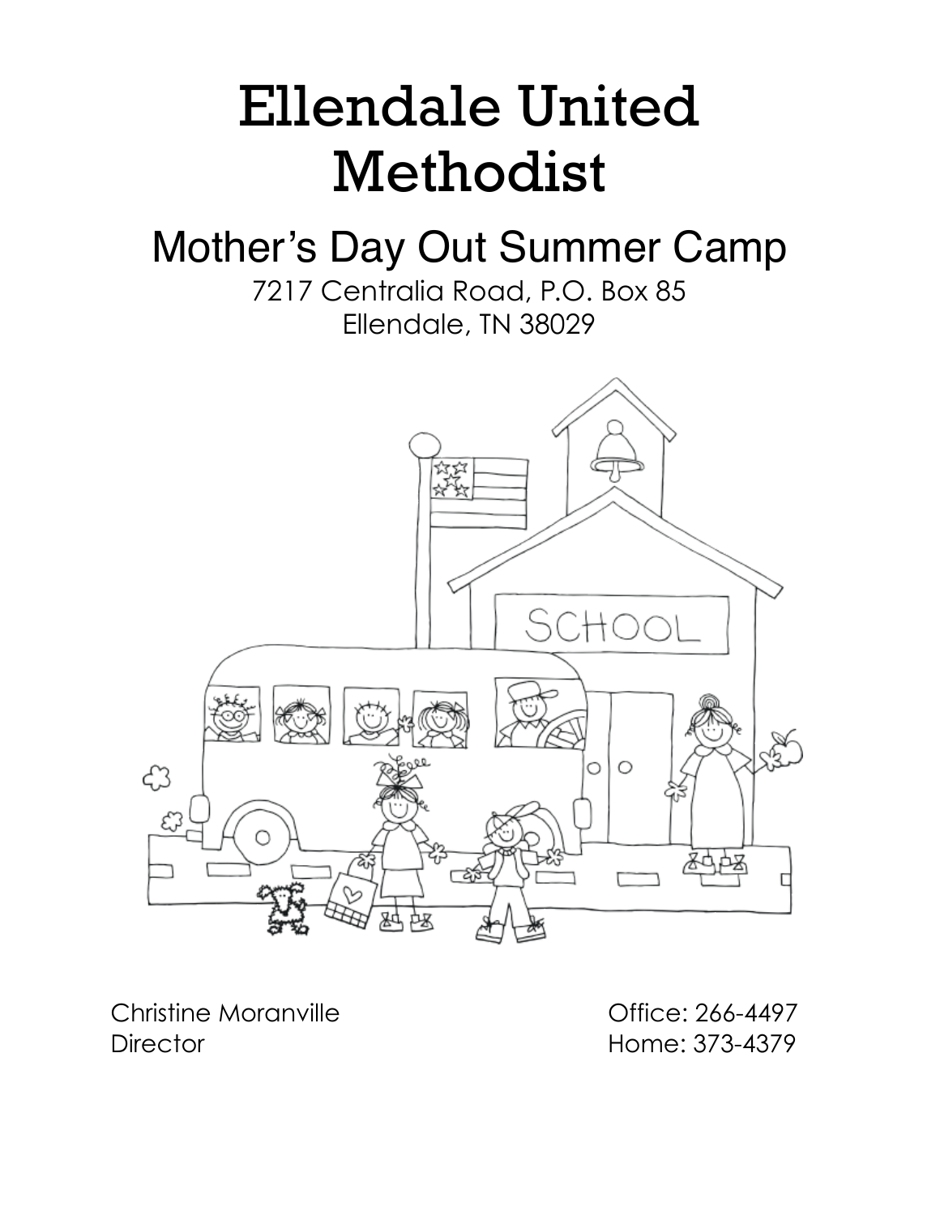# Ellendale United Methodist

## Mother's Day Out Summer Camp

7217 Centralia Road, P.O. Box 85
Ellendale, TN 38029

Christine Moranville
Director

Office: 266-4497
Home: 373-4379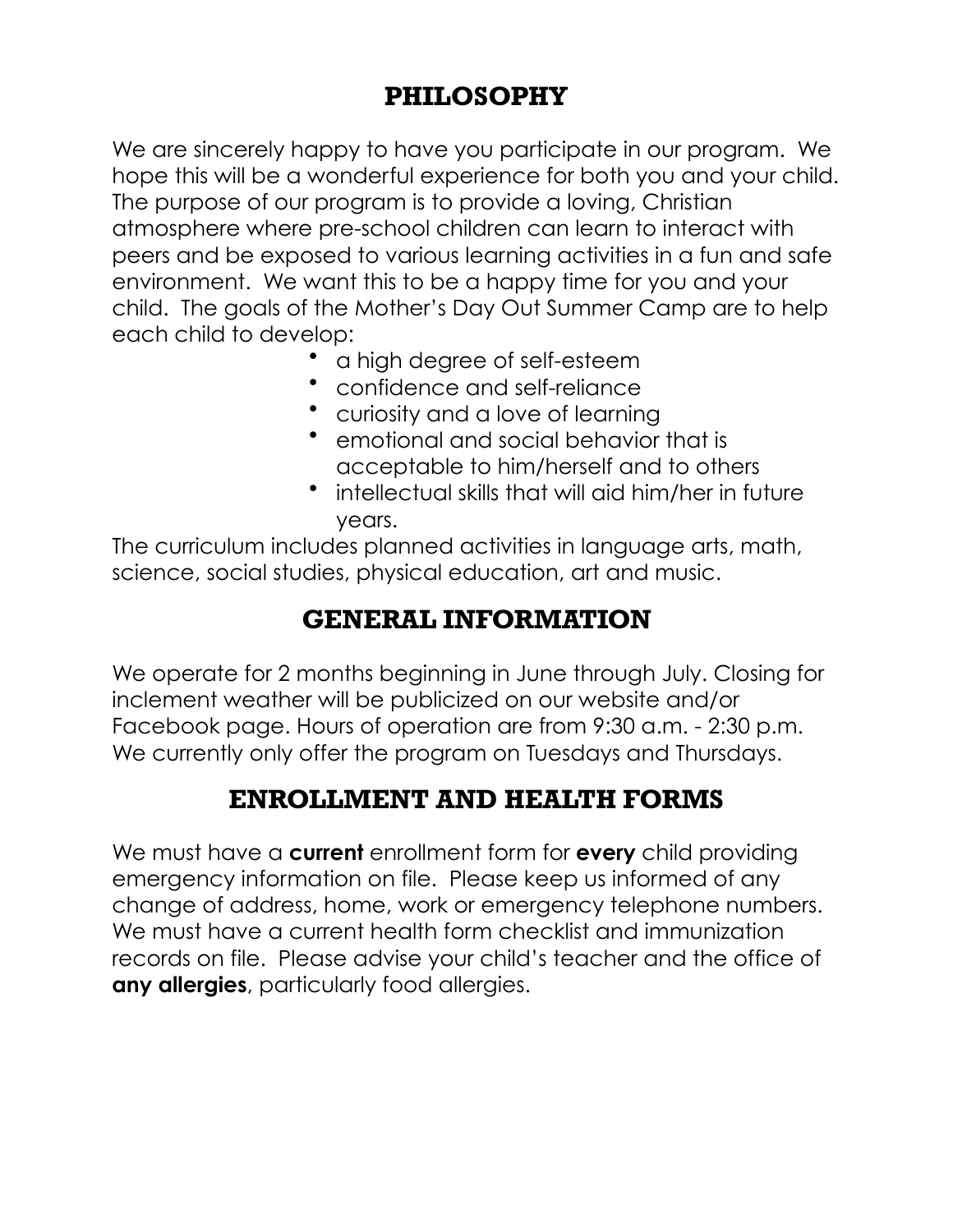# PHILOSOPHY

We are sincerely happy to have you participate in our program. We hope this will be a wonderful experience for both you and your child. The purpose of our program is to provide a loving, Christian atmosphere where pre-school children can learn to interact with peers and be exposed to various learning activities in a fun and safe environment. We want this to be a happy time for you and your child. The goals of the Mother's Day Out Summer Camp are to help each child to develop:

- a high degree of self-esteem
- confidence and self-reliance
- curiosity and a love of learning
- emotional and social behavior that is acceptable to him/herself and to others
- intellectual skills that will aid him/her in future years.

The curriculum includes planned activities in language arts, math, science, social studies, physical education, art and music.

# GENERAL INFORMATION

We operate for 2 months beginning in June through July. Closing for inclement weather will be publicized on our website and/or Facebook page. Hours of operation are from 9:30 a.m. - 2:30 p.m. We currently only offer the program on Tuesdays and Thursdays.

# ENROLLMENT AND HEALTH FORMS

We must have a **current** enrollment form for **every** child providing emergency information on file. Please keep us informed of any change of address, home, work or emergency telephone numbers. We must have a current health form checklist and immunization records on file. Please advise your child's teacher and the office of **any allergies**, particularly food allergies.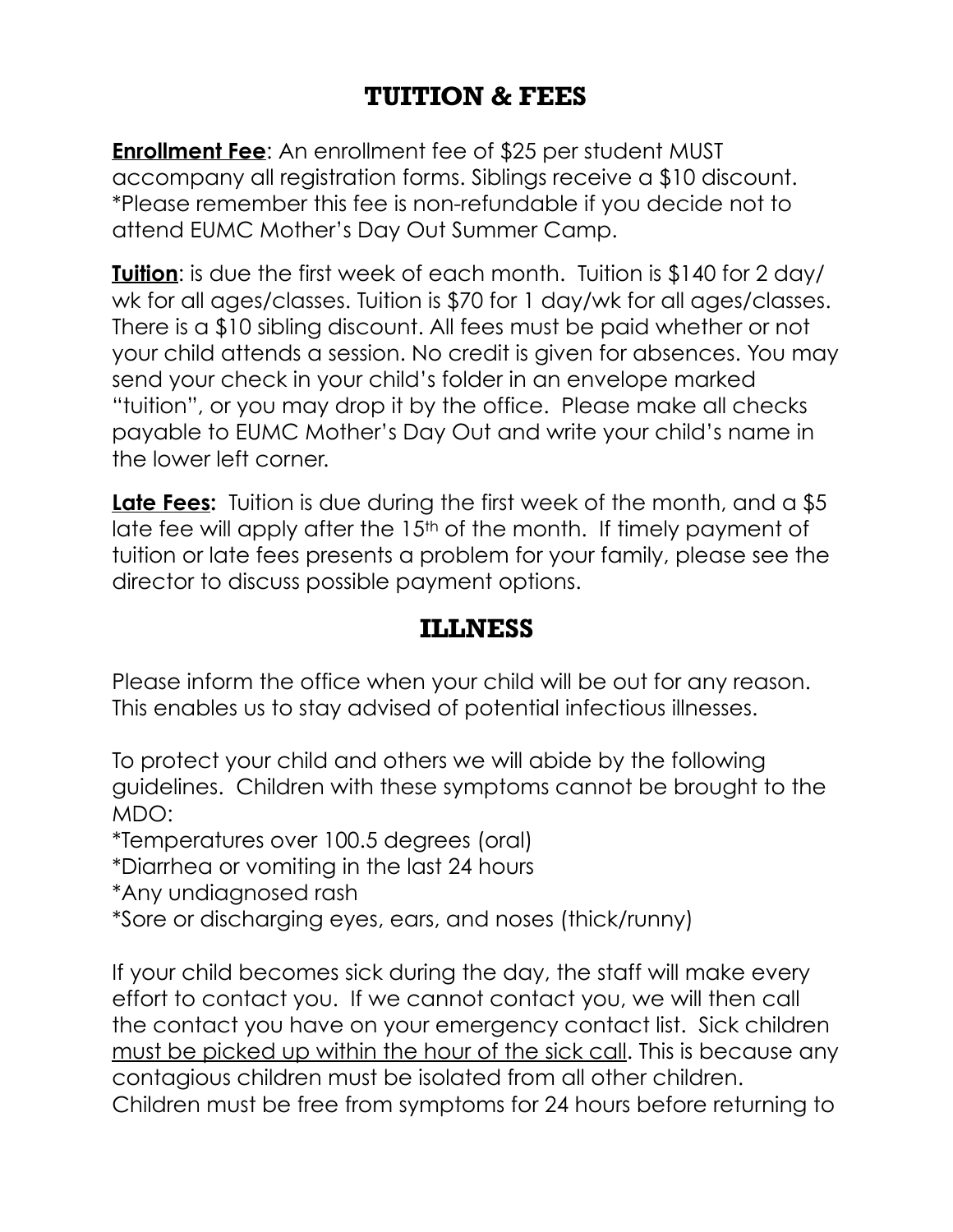## TUITION & FEES

**Enrollment Fee**: An enrollment fee of $25 per student MUST accompany all registration forms. Siblings receive a $10 discount. *Please remember this fee is non-refundable if you decide not to attend EUMC Mother's Day Out Summer Camp.

**Tuition**: is due the first week of each month. Tuition is $140 for 2 day/wk for all ages/classes. Tuition is $70 for 1 day/wk for all ages/classes. There is a $10 sibling discount. All fees must be paid whether or not your child attends a session. No credit is given for absences. You may send your check in your child's folder in an envelope marked "tuition", or you may drop it by the office. Please make all checks payable to EUMC Mother's Day Out and write your child's name in the lower left corner.

**Late Fees:** Tuition is due during the first week of the month, and a $5 late fee will apply after the 15th of the month. If timely payment of tuition or late fees presents a problem for your family, please see the director to discuss possible payment options.

## ILLNESS

Please inform the office when your child will be out for any reason. This enables us to stay advised of potential infectious illnesses.

To protect your child and others we will abide by the following guidelines. Children with these symptoms cannot be brought to the MDO:

*Temperatures over 100.5 degrees (oral)
*Diarrhea or vomiting in the last 24 hours
*Any undiagnosed rash
*Sore or discharging eyes, ears, and noses (thick/runny)

If your child becomes sick during the day, the staff will make every effort to contact you. If we cannot contact you, we will then call the contact you have on your emergency contact list. Sick children must be picked up within the hour of the sick call. This is because any contagious children must be isolated from all other children. Children must be free from symptoms for 24 hours before returning to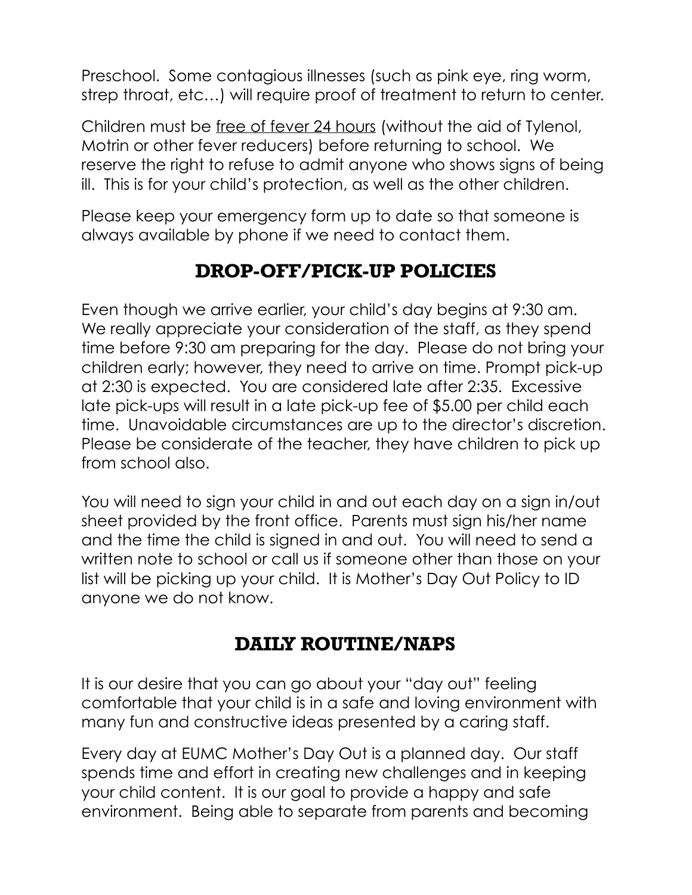Preschool. Some contagious illnesses (such as pink eye, ring worm, strep throat, etc…) will require proof of treatment to return to center.

Children must be <u>free of fever 24 hours</u> (without the aid of Tylenol, Motrin or other fever reducers) before returning to school. We reserve the right to refuse to admit anyone who shows signs of being ill. This is for your child's protection, as well as the other children.

Please keep your emergency form up to date so that someone is always available by phone if we need to contact them.

## DROP-OFF/PICK-UP POLICIES

Even though we arrive earlier, your child's day begins at 9:30 am. We really appreciate your consideration of the staff, as they spend time before 9:30 am preparing for the day. Please do not bring your children early; however, they need to arrive on time. Prompt pick-up at 2:30 is expected. You are considered late after 2:35. Excessive late pick-ups will result in a late pick-up fee of $5.00 per child each time. Unavoidable circumstances are up to the director's discretion. Please be considerate of the teacher, they have children to pick up from school also.

You will need to sign your child in and out each day on a sign in/out sheet provided by the front office. Parents must sign his/her name and the time the child is signed in and out. You will need to send a written note to school or call us if someone other than those on your list will be picking up your child. It is Mother's Day Out Policy to ID anyone we do not know.

## DAILY ROUTINE/NAPS

It is our desire that you can go about your "day out" feeling comfortable that your child is in a safe and loving environment with many fun and constructive ideas presented by a caring staff.

Every day at EUMC Mother's Day Out is a planned day. Our staff spends time and effort in creating new challenges and in keeping your child content. It is our goal to provide a happy and safe environment. Being able to separate from parents and becoming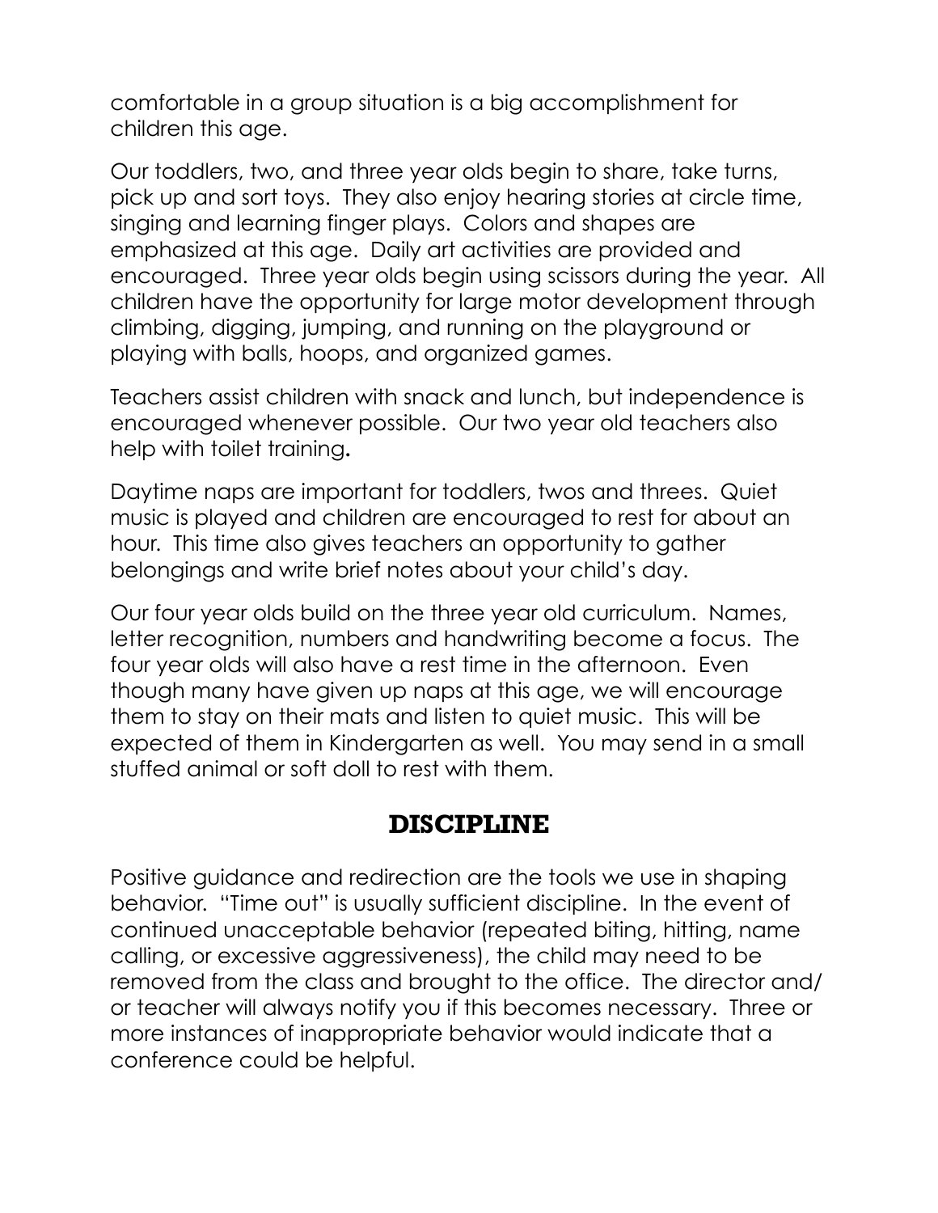comfortable in a group situation is a big accomplishment for children this age.

Our toddlers, two, and three year olds begin to share, take turns, pick up and sort toys. They also enjoy hearing stories at circle time, singing and learning finger plays. Colors and shapes are emphasized at this age. Daily art activities are provided and encouraged. Three year olds begin using scissors during the year. All children have the opportunity for large motor development through climbing, digging, jumping, and running on the playground or playing with balls, hoops, and organized games.

Teachers assist children with snack and lunch, but independence is encouraged whenever possible. Our two year old teachers also help with toilet training.

Daytime naps are important for toddlers, twos and threes. Quiet music is played and children are encouraged to rest for about an hour. This time also gives teachers an opportunity to gather belongings and write brief notes about your child's day.

Our four year olds build on the three year old curriculum. Names, letter recognition, numbers and handwriting become a focus. The four year olds will also have a rest time in the afternoon. Even though many have given up naps at this age, we will encourage them to stay on their mats and listen to quiet music. This will be expected of them in Kindergarten as well. You may send in a small stuffed animal or soft doll to rest with them.

## DISCIPLINE

Positive guidance and redirection are the tools we use in shaping behavior. "Time out" is usually sufficient discipline. In the event of continued unacceptable behavior (repeated biting, hitting, name calling, or excessive aggressiveness), the child may need to be removed from the class and brought to the office. The director and/or teacher will always notify you if this becomes necessary. Three or more instances of inappropriate behavior would indicate that a conference could be helpful.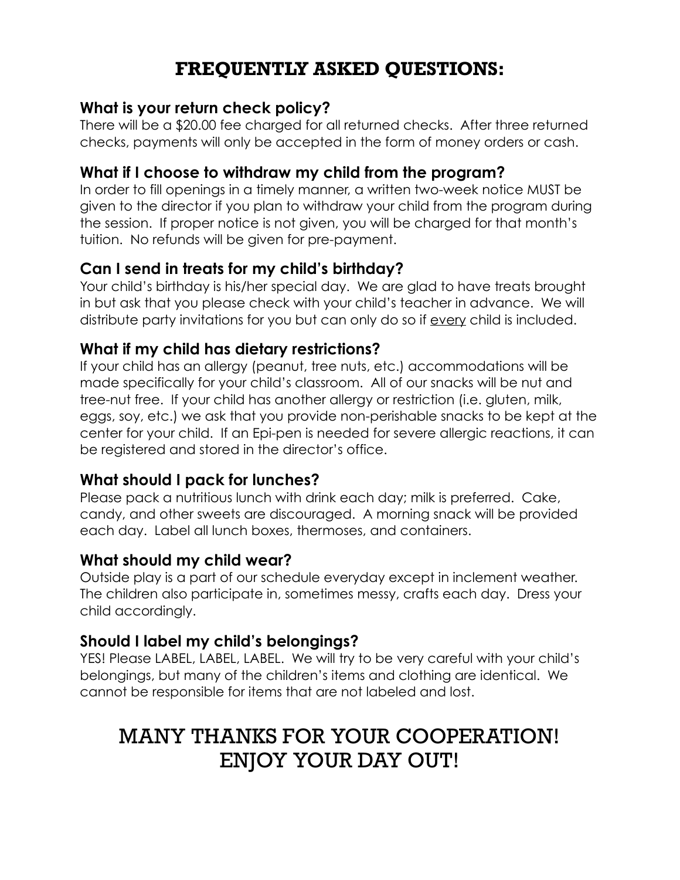# FREQUENTLY ASKED QUESTIONS:

### What is your return check policy?

There will be a $20.00 fee charged for all returned checks. After three returned checks, payments will only be accepted in the form of money orders or cash.

### What if I choose to withdraw my child from the program?

In order to fill openings in a timely manner, a written two-week notice MUST be given to the director if you plan to withdraw your child from the program during the session. If proper notice is not given, you will be charged for that month's tuition. No refunds will be given for pre-payment.

### Can I send in treats for my child's birthday?

Your child's birthday is his/her special day. We are glad to have treats brought in but ask that you please check with your child's teacher in advance. We will distribute party invitations for you but can only do so if <u>every</u> child is included.

### What if my child has dietary restrictions?

If your child has an allergy (peanut, tree nuts, etc.) accommodations will be made specifically for your child's classroom. All of our snacks will be nut and tree-nut free. If your child has another allergy or restriction (i.e. gluten, milk, eggs, soy, etc.) we ask that you provide non-perishable snacks to be kept at the center for your child. If an Epi-pen is needed for severe allergic reactions, it can be registered and stored in the director's office.

### What should I pack for lunches?

Please pack a nutritious lunch with drink each day; milk is preferred. Cake, candy, and other sweets are discouraged. A morning snack will be provided each day. Label all lunch boxes, thermoses, and containers.

### What should my child wear?

Outside play is a part of our schedule everyday except in inclement weather. The children also participate in, sometimes messy, crafts each day. Dress your child accordingly.

### Should I label my child's belongings?

YES! Please LABEL, LABEL, LABEL. We will try to be very careful with your child's belongings, but many of the children's items and clothing are identical. We cannot be responsible for items that are not labeled and lost.

## MANY THANKS FOR YOUR COOPERATION!
## ENJOY YOUR DAY OUT!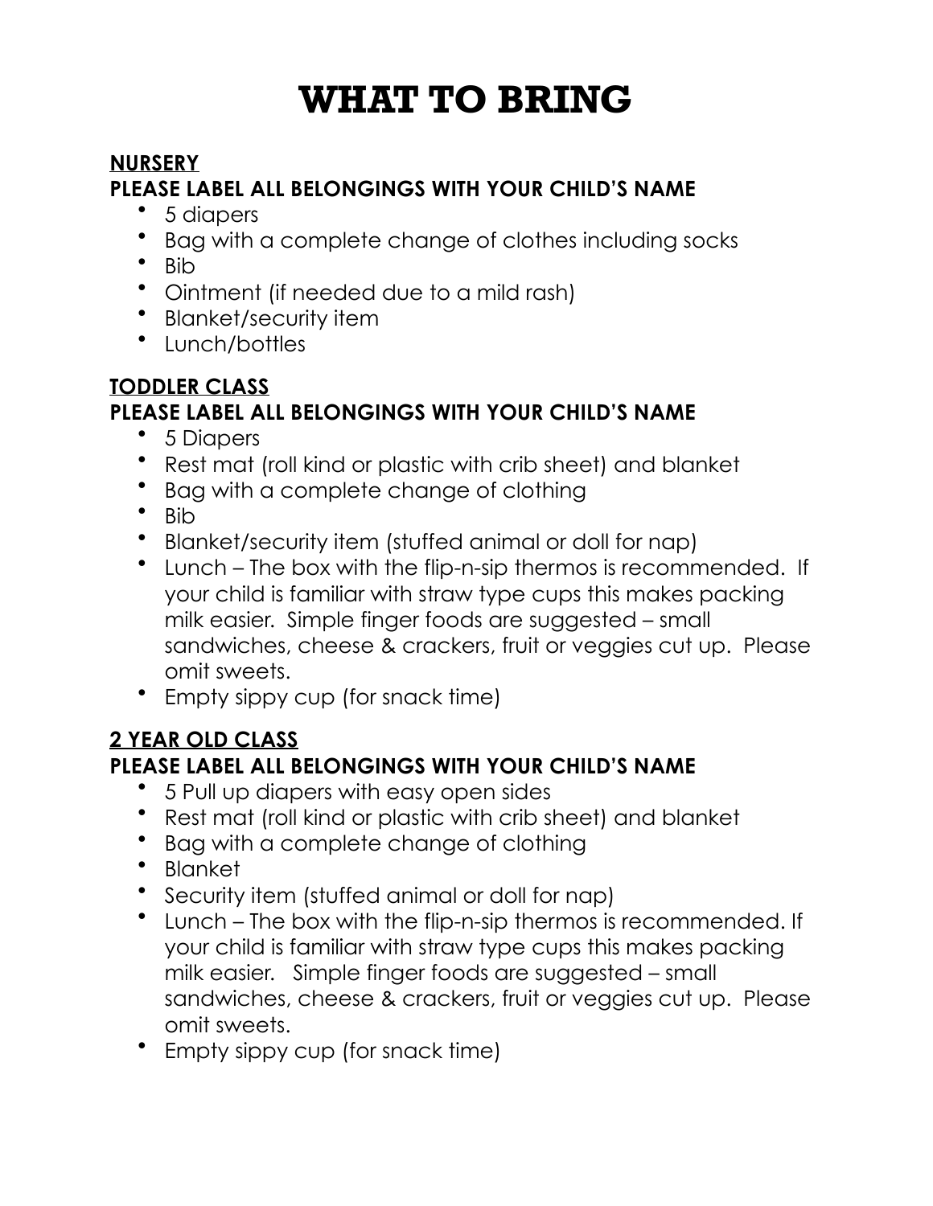# WHAT TO BRING

**NURSERY**

**PLEASE LABEL ALL BELONGINGS WITH YOUR CHILD'S NAME**

- 5 diapers
- Bag with a complete change of clothes including socks
- Bib
- Ointment (if needed due to a mild rash)
- Blanket/security item
- Lunch/bottles

**TODDLER CLASS**

**PLEASE LABEL ALL BELONGINGS WITH YOUR CHILD'S NAME**

- 5 Diapers
- Rest mat (roll kind or plastic with crib sheet) and blanket
- Bag with a complete change of clothing
- Bib
- Blanket/security item (stuffed animal or doll for nap)
- Lunch – The box with the flip-n-sip thermos is recommended. If your child is familiar with straw type cups this makes packing milk easier. Simple finger foods are suggested – small sandwiches, cheese & crackers, fruit or veggies cut up. Please omit sweets.
- Empty sippy cup (for snack time)

**2 YEAR OLD CLASS**

**PLEASE LABEL ALL BELONGINGS WITH YOUR CHILD'S NAME**

- 5 Pull up diapers with easy open sides
- Rest mat (roll kind or plastic with crib sheet) and blanket
- Bag with a complete change of clothing
- Blanket
- Security item (stuffed animal or doll for nap)
- Lunch – The box with the flip-n-sip thermos is recommended. If your child is familiar with straw type cups this makes packing milk easier. Simple finger foods are suggested – small sandwiches, cheese & crackers, fruit or veggies cut up. Please omit sweets.
- Empty sippy cup (for snack time)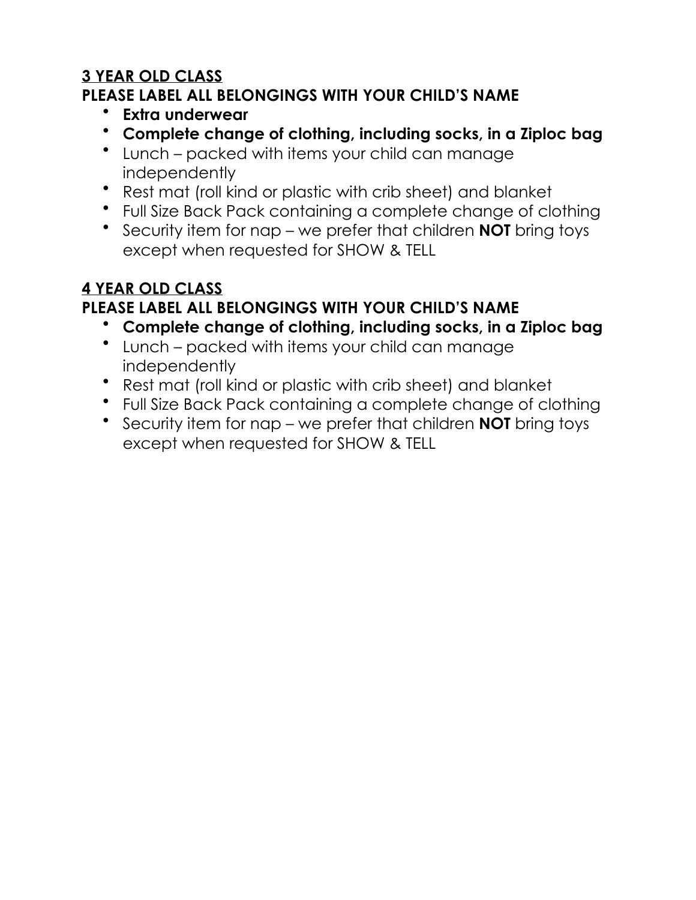**<u>3 YEAR OLD CLASS</u>**

**PLEASE LABEL ALL BELONGINGS WITH YOUR CHILD'S NAME**

- **Extra underwear**
- **Complete change of clothing, including socks, in a Ziploc bag**
- Lunch – packed with items your child can manage independently
- Rest mat (roll kind or plastic with crib sheet) and blanket
- Full Size Back Pack containing a complete change of clothing
- Security item for nap – we prefer that children **NOT** bring toys except when requested for SHOW & TELL

**<u>4 YEAR OLD CLASS</u>**

**PLEASE LABEL ALL BELONGINGS WITH YOUR CHILD'S NAME**

- **Complete change of clothing, including socks, in a Ziploc bag**
- Lunch – packed with items your child can manage independently
- Rest mat (roll kind or plastic with crib sheet) and blanket
- Full Size Back Pack containing a complete change of clothing
- Security item for nap – we prefer that children **NOT** bring toys except when requested for SHOW & TELL